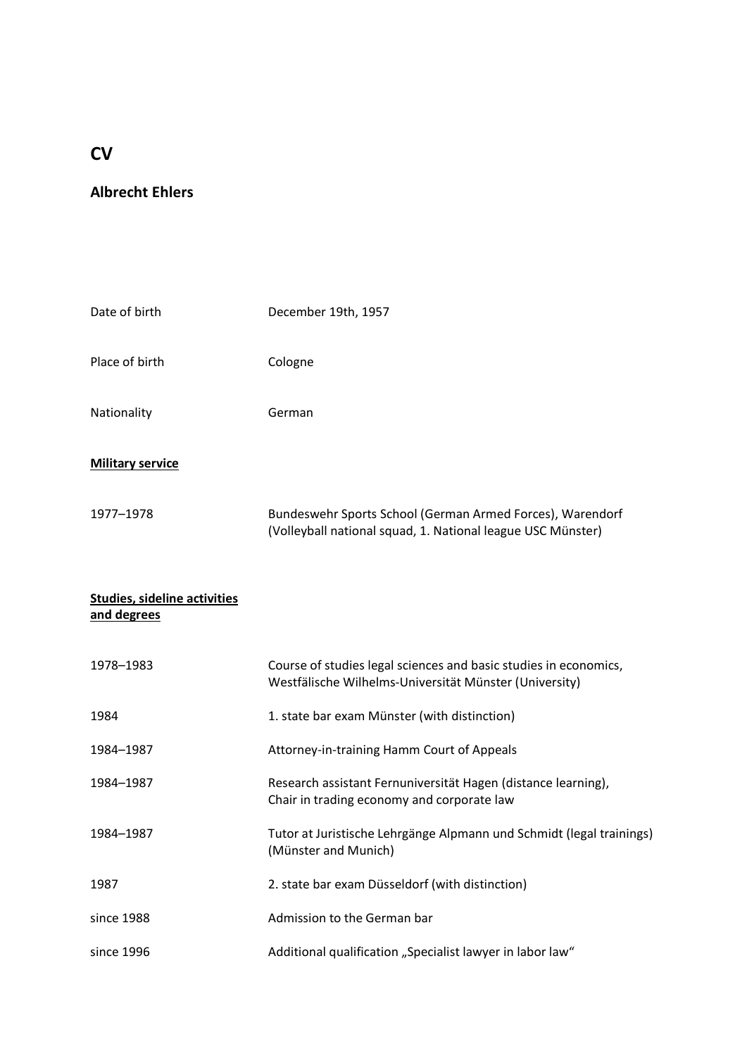# CV

## Albrecht Ehlers

| | |
|---|---|
| Date of birth | December 19th, 1957 |
| Place of birth | Cologne |
| Nationality | German |

**Military service**

| | |
|---|---|
| 1977–1978 | Bundeswehr Sports School (German Armed Forces), Warendorf (Volleyball national squad, 1. National league USC Münster) |

**Studies, sideline activities and degrees**

| | |
|---|---|
| 1978–1983 | Course of studies legal sciences and basic studies in economics, Westfälische Wilhelms-Universität Münster (University) |
| 1984 | 1. state bar exam Münster (with distinction) |
| 1984–1987 | Attorney-in-training Hamm Court of Appeals |
| 1984–1987 | Research assistant Fernuniversität Hagen (distance learning), Chair in trading economy and corporate law |
| 1984–1987 | Tutor at Juristische Lehrgänge Alpmann und Schmidt (legal trainings) (Münster and Munich) |
| 1987 | 2. state bar exam Düsseldorf (with distinction) |
| since 1988 | Admission to the German bar |
| since 1996 | Additional qualification „Specialist lawyer in labor law“ |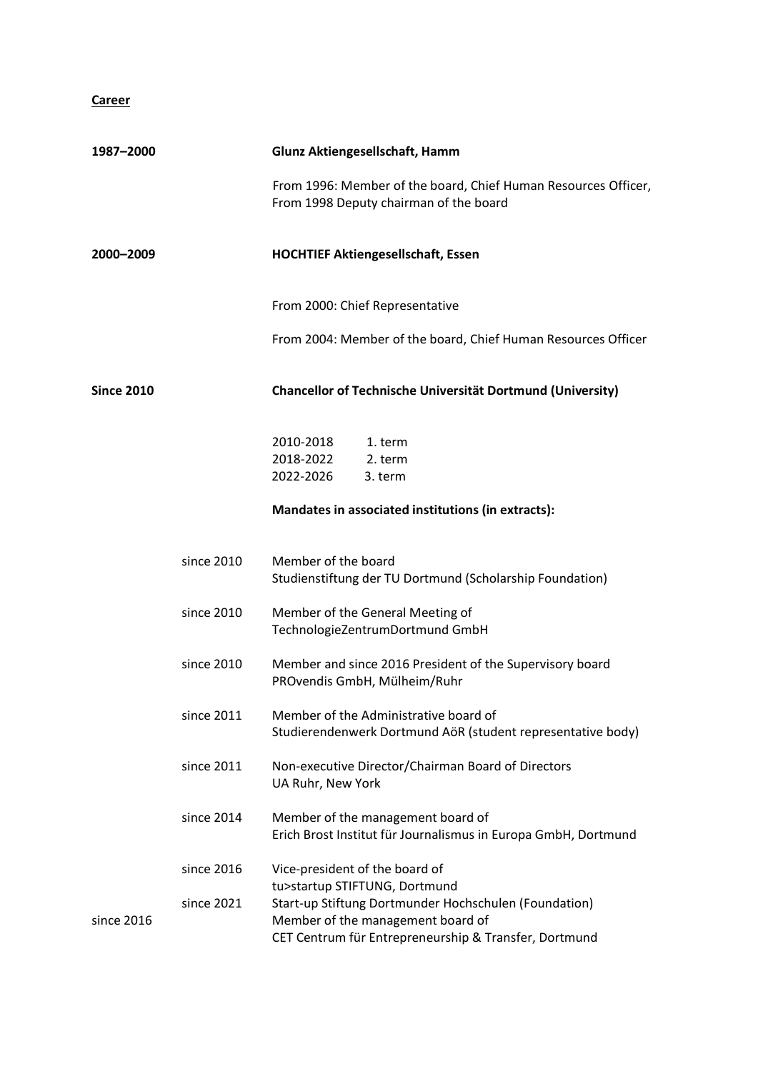**Career**

**1987–2000** **Glunz Aktiengesellschaft, Hamm**

From 1996: Member of the board, Chief Human Resources Officer,
From 1998 Deputy chairman of the board

**2000–2009** **HOCHTIEF Aktiengesellschaft, Essen**

From 2000: Chief Representative

From 2004: Member of the board, Chief Human Resources Officer

**Since 2010** **Chancellor of Technische Universität Dortmund (University)**

| | |
|---|---|
| 2010-2018 | 1. term |
| 2018-2022 | 2. term |
| 2022-2026 | 3. term |

**Mandates in associated institutions (in extracts):**

| | |
|---|---|
| since 2010 | Member of the board<br>Studienstiftung der TU Dortmund (Scholarship Foundation) |
| since 2010 | Member of the General Meeting of<br>TechnologieZentrumDortmund GmbH |
| since 2010 | Member and since 2016 President of the Supervisory board<br>PROvendis GmbH, Mülheim/Ruhr |
| since 2011 | Member of the Administrative board of<br>Studierendenwerk Dortmund AöR (student representative body) |
| since 2011 | Non-executive Director/Chairman Board of Directors<br>UA Ruhr, New York |
| since 2014 | Member of the management board of<br>Erich Brost Institut für Journalismus in Europa GmbH, Dortmund |
| since 2016<br>since 2021 | Vice-president of the board of<br>tu>startup STIFTUNG, Dortmund<br>Start-up Stiftung Dortmunder Hochschulen (Foundation) |
| since 2016 | Member of the management board of<br>CET Centrum für Entrepreneurship & Transfer, Dortmund |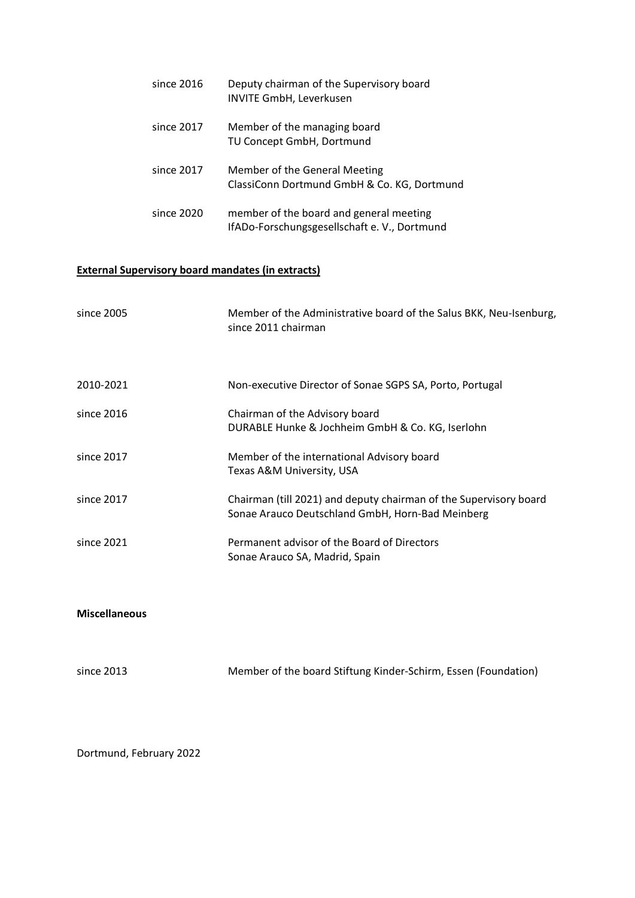| | |
|---|---|
| since 2016 | Deputy chairman of the Supervisory board<br>INVITE GmbH, Leverkusen |
| since 2017 | Member of the managing board<br>TU Concept GmbH, Dortmund |
| since 2017 | Member of the General Meeting<br>ClassiConn Dortmund GmbH & Co. KG, Dortmund |
| since 2020 | member of the board and general meeting<br>IfADo-Forschungsgesellschaft e. V., Dortmund |

**External Supervisory board mandates (in extracts)**

| | |
|---|---|
| since 2005 | Member of the Administrative board of the Salus BKK, Neu-Isenburg, since 2011 chairman |
| 2010-2021 | Non-executive Director of Sonae SGPS SA, Porto, Portugal |
| since 2016 | Chairman of the Advisory board<br>DURABLE Hunke & Jochheim GmbH & Co. KG, Iserlohn |
| since 2017 | Member of the international Advisory board<br>Texas A&M University, USA |
| since 2017 | Chairman (till 2021) and deputy chairman of the Supervisory board<br>Sonae Arauco Deutschland GmbH, Horn-Bad Meinberg |
| since 2021 | Permanent advisor of the Board of Directors<br>Sonae Arauco SA, Madrid, Spain |

**Miscellaneous**

| | |
|---|---|
| since 2013 | Member of the board Stiftung Kinder-Schirm, Essen (Foundation) |

Dortmund, February 2022